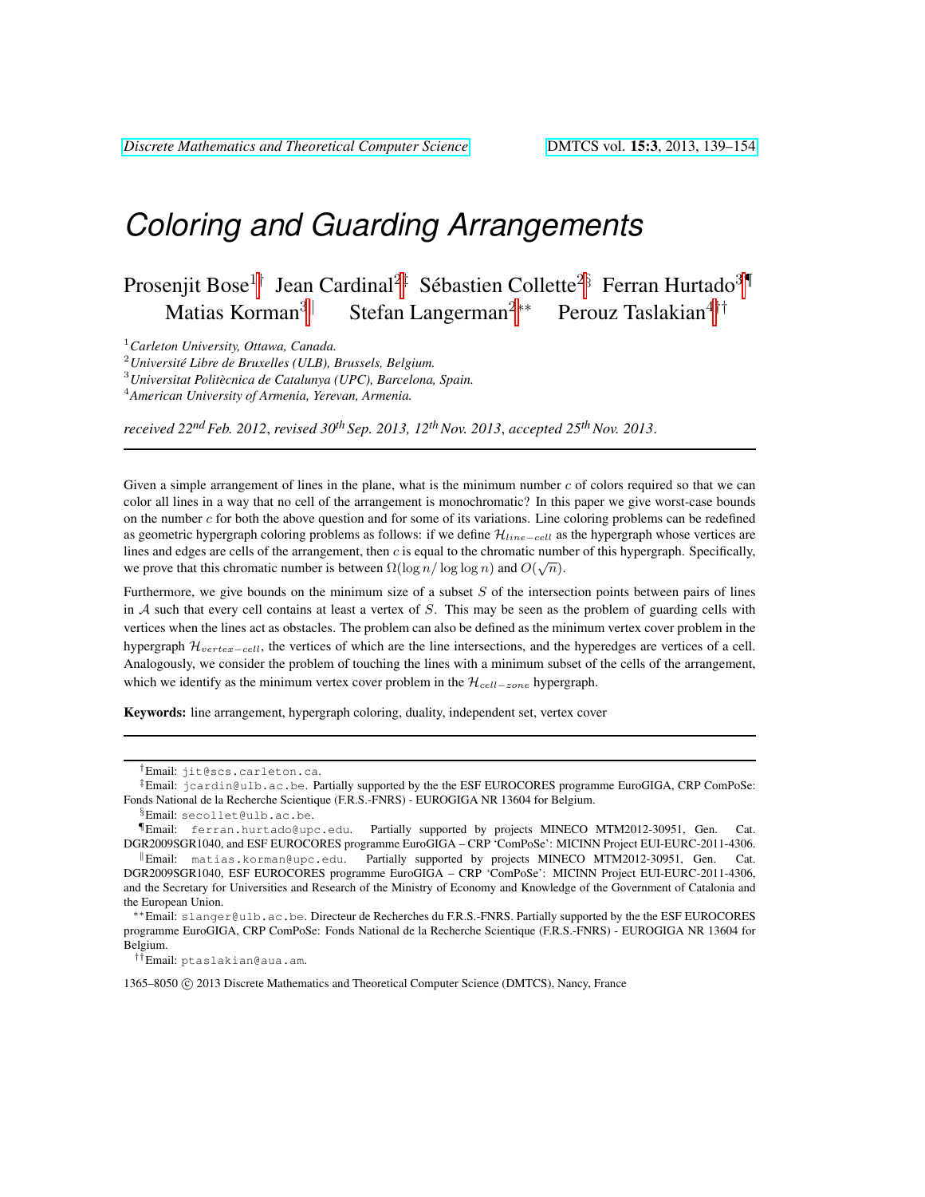# Coloring and Guarding Arrangements

Prosenjit Bose[1†] Jean Cardinal[2‡] Sébastien Collette[2§] Ferran Hurtado[3¶] Matias Korman[3‖] Stefan Langerman[2**] Perouz Taslakian[4††]

[1] *Carleton University, Ottawa, Canada.*
[2] *Université Libre de Bruxelles (ULB), Brussels, Belgium.*
[3] *Universitat Politècnica de Catalunya (UPC), Barcelona, Spain.*
[4] *American University of Armenia, Yerevan, Armenia.*

*received 22nd Feb. 2012, revised 30th Sep. 2013, 12th Nov. 2013, accepted 25th Nov. 2013.*

---

Given a simple arrangement of lines in the plane, what is the minimum number $c$ of colors required so that we can color all lines in a way that no cell of the arrangement is monochromatic? In this paper we give worst-case bounds on the number $c$ for both the above question and for some of its variations. Line coloring problems can be redefined as geometric hypergraph coloring problems as follows: if we define $\mathcal{H}_{line-cell}$ as the hypergraph whose vertices are lines and edges are cells of the arrangement, then $c$ is equal to the chromatic number of this hypergraph. Specifically, we prove that this chromatic number is between $\Omega(\log n / \log \log n)$ and $O(\sqrt{n})$.

Furthermore, we give bounds on the minimum size of a subset $S$ of the intersection points between pairs of lines in $\mathcal{A}$ such that every cell contains at least a vertex of $S$. This may be seen as the problem of guarding cells with vertices when the lines act as obstacles. The problem can also be defined as the minimum vertex cover problem in the hypergraph $\mathcal{H}_{vertex-cell}$, the vertices of which are the line intersections, and the hyperedges are vertices of a cell. Analogously, we consider the problem of touching the lines with a minimum subset of the cells of the arrangement, which we identify as the minimum vertex cover problem in the $\mathcal{H}_{cell-zone}$ hypergraph.

**Keywords:** line arrangement, hypergraph coloring, duality, independent set, vertex cover

---

† Email: jit@scs.carleton.ca.

‡ Email: jcardin@ulb.ac.be. Partially supported by the the ESF EUROCORES programme EuroGIGA, CRP ComPoSe: Fonds National de la Recherche Scientique (F.R.S.-FNRS) - EUROGIGA NR 13604 for Belgium.

§ Email: secollet@ulb.ac.be.

¶ Email: ferran.hurtado@upc.edu. Partially supported by projects MINECO MTM2012-30951, Gen. Cat. DGR2009SGR1040, and ESF EUROCORES programme EuroGIGA – CRP 'ComPoSe': MICINN Project EUI-EURC-2011-4306.

‖ Email: matias.korman@upc.edu. Partially supported by projects MINECO MTM2012-30951, Gen. Cat. DGR2009SGR1040, ESF EUROCORES programme EuroGIGA – CRP 'ComPoSe': MICINN Project EUI-EURC-2011-4306, and the Secretary for Universities and Research of the Ministry of Economy and Knowledge of the Government of Catalonia and the European Union.

** Email: slanger@ulb.ac.be. Directeur de Recherches du F.R.S.-FNRS. Partially supported by the the ESF EUROCORES programme EuroGIGA, CRP ComPoSe: Fonds National de la Recherche Scientique (F.R.S.-FNRS) - EUROGIGA NR 13604 for Belgium.

†† Email: ptaslakian@aua.am.

1365–8050 © 2013 Discrete Mathematics and Theoretical Computer Science (DMTCS), Nancy, France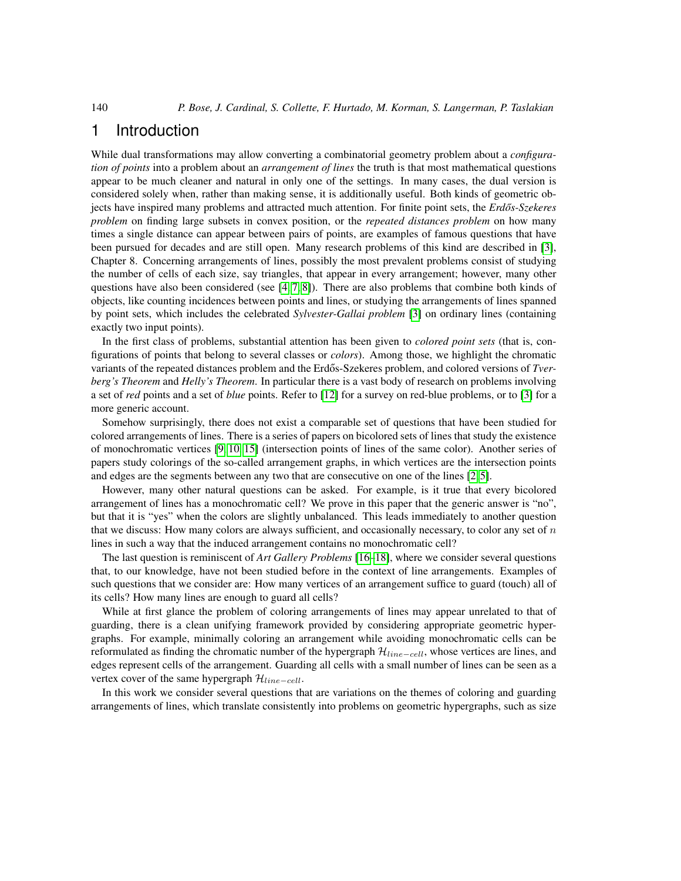# 1 Introduction

While dual transformations may allow converting a combinatorial geometry problem about a *configuration of points* into a problem about an *arrangement of lines* the truth is that most mathematical questions appear to be much cleaner and natural in only one of the settings. In many cases, the dual version is considered solely when, rather than making sense, it is additionally useful. Both kinds of geometric objects have inspired many problems and attracted much attention. For finite point sets, the *Erdős-Szekeres problem* on finding large subsets in convex position, or the *repeated distances problem* on how many times a single distance can appear between pairs of points, are examples of famous questions that have been pursued for decades and are still open. Many research problems of this kind are described in [3], Chapter 8. Concerning arrangements of lines, possibly the most prevalent problems consist of studying the number of cells of each size, say triangles, that appear in every arrangement; however, many other questions have also been considered (see [4, 7, 8]). There are also problems that combine both kinds of objects, like counting incidences between points and lines, or studying the arrangements of lines spanned by point sets, which includes the celebrated *Sylvester-Gallai problem* [3] on ordinary lines (containing exactly two input points).

In the first class of problems, substantial attention has been given to *colored point sets* (that is, configurations of points that belong to several classes or *colors*). Among those, we highlight the chromatic variants of the repeated distances problem and the Erdős-Szekeres problem, and colored versions of *Tverberg's Theorem* and *Helly's Theorem*. In particular there is a vast body of research on problems involving a set of *red* points and a set of *blue* points. Refer to [12] for a survey on red-blue problems, or to [3] for a more generic account.

Somehow surprisingly, there does not exist a comparable set of questions that have been studied for colored arrangements of lines. There is a series of papers on bicolored sets of lines that study the existence of monochromatic vertices [9, 10, 15] (intersection points of lines of the same color). Another series of papers study colorings of the so-called arrangement graphs, in which vertices are the intersection points and edges are the segments between any two that are consecutive on one of the lines [2, 5].

However, many other natural questions can be asked. For example, is it true that every bicolored arrangement of lines has a monochromatic cell? We prove in this paper that the generic answer is "no", but that it is "yes" when the colors are slightly unbalanced. This leads immediately to another question that we discuss: How many colors are always sufficient, and occasionally necessary, to color any set of $n$ lines in such a way that the induced arrangement contains no monochromatic cell?

The last question is reminiscent of *Art Gallery Problems* [16–18], where we consider several questions that, to our knowledge, have not been studied before in the context of line arrangements. Examples of such questions that we consider are: How many vertices of an arrangement suffice to guard (touch) all of its cells? How many lines are enough to guard all cells?

While at first glance the problem of coloring arrangements of lines may appear unrelated to that of guarding, there is a clean unifying framework provided by considering appropriate geometric hypergraphs. For example, minimally coloring an arrangement while avoiding monochromatic cells can be reformulated as finding the chromatic number of the hypergraph $\mathcal{H}_{line-cell}$, whose vertices are lines, and edges represent cells of the arrangement. Guarding all cells with a small number of lines can be seen as a vertex cover of the same hypergraph $\mathcal{H}_{line-cell}$.

In this work we consider several questions that are variations on the themes of coloring and guarding arrangements of lines, which translate consistently into problems on geometric hypergraphs, such as size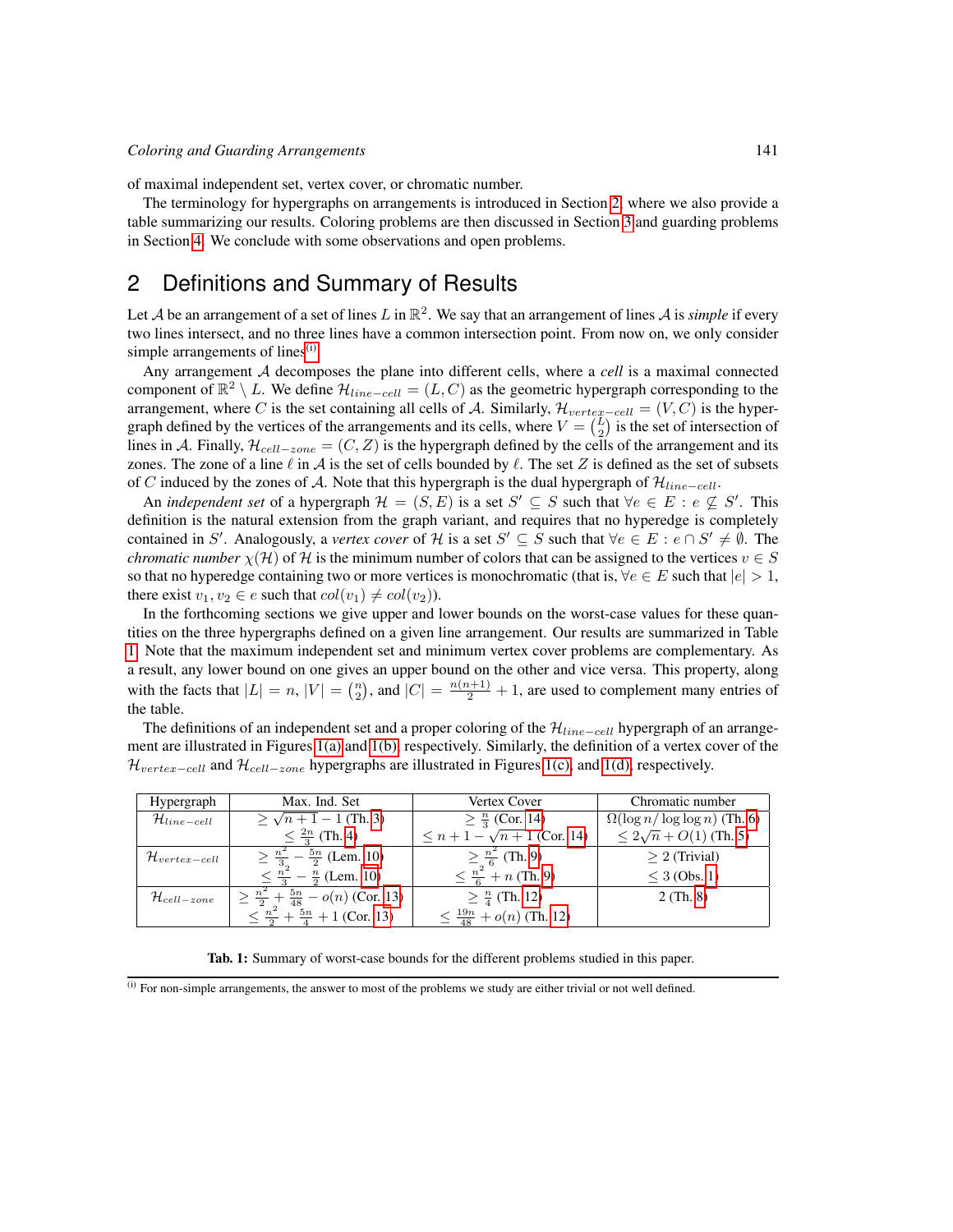of maximal independent set, vertex cover, or chromatic number.

The terminology for hypergraphs on arrangements is introduced in Section 2, where we also provide a table summarizing our results. Coloring problems are then discussed in Section 3 and guarding problems in Section 4. We conclude with some observations and open problems.

## 2 Definitions and Summary of Results

Let $\mathcal{A}$ be an arrangement of a set of lines $L$ in $\mathbb{R}^2$. We say that an arrangement of lines $\mathcal{A}$ is *simple* if every two lines intersect, and no three lines have a common intersection point. From now on, we only consider simple arrangements of lines[(i)].

Any arrangement $\mathcal{A}$ decomposes the plane into different cells, where a *cell* is a maximal connected component of $\mathbb{R}^2 \setminus L$. We define $\mathcal{H}_{line-cell} = (L, C)$ as the geometric hypergraph corresponding to the arrangement, where $C$ is the set containing all cells of $\mathcal{A}$. Similarly, $\mathcal{H}_{vertex-cell} = (V, C)$ is the hypergraph defined by the vertices of the arrangements and its cells, where $V = \binom{L}{2}$ is the set of intersection of lines in $\mathcal{A}$. Finally, $\mathcal{H}_{cell-zone} = (C, Z)$ is the hypergraph defined by the cells of the arrangement and its zones. The zone of a line $\ell$ in $\mathcal{A}$ is the set of cells bounded by $\ell$. The set $Z$ is defined as the set of subsets of $C$ induced by the zones of $\mathcal{A}$. Note that this hypergraph is the dual hypergraph of $\mathcal{H}_{line-cell}$.

An *independent set* of a hypergraph $\mathcal{H} = (S, E)$ is a set $S' \subseteq S$ such that $\forall e \in E : e \not\subseteq S'$. This definition is the natural extension from the graph variant, and requires that no hyperedge is completely contained in $S'$. Analogously, a *vertex cover* of $\mathcal{H}$ is a set $S' \subseteq S$ such that $\forall e \in E : e \cap S' \neq \emptyset$. The *chromatic number* $\chi(\mathcal{H})$ of $\mathcal{H}$ is the minimum number of colors that can be assigned to the vertices $v \in S$ so that no hyperedge containing two or more vertices is monochromatic (that is, $\forall e \in E$ such that $|e| > 1$, there exist $v_1, v_2 \in e$ such that $col(v_1) \neq col(v_2)$).

In the forthcoming sections we give upper and lower bounds on the worst-case values for these quantities on the three hypergraphs defined on a given line arrangement. Our results are summarized in Table 1. Note that the maximum independent set and minimum vertex cover problems are complementary. As a result, any lower bound on one gives an upper bound on the other and vice versa. This property, along with the facts that $|L| = n$, $|V| = \binom{n}{2}$, and $|C| = \frac{n(n+1)}{2} + 1$, are used to complement many entries of the table.

The definitions of an independent set and a proper coloring of the $\mathcal{H}_{line-cell}$ hypergraph of an arrangement are illustrated in Figures 1(a) and 1(b), respectively. Similarly, the definition of a vertex cover of the $\mathcal{H}_{vertex-cell}$ and $\mathcal{H}_{cell-zone}$ hypergraphs are illustrated in Figures 1(c), and 1(d), respectively.

| Hypergraph | Max. Ind. Set | Vertex Cover | Chromatic number |
|---|---|---|---|
| $\mathcal{H}_{line-cell}$ | $\geq \sqrt{n+1} - 1$ (Th. 3) <br> $\leq \frac{2n}{3}$ (Th. 4) | $\geq \frac{n}{3}$ (Cor. 14) <br> $\leq n + 1 - \sqrt{n+1}$ (Cor. 14) | $\Omega(\log n / \log\log n)$ (Th. 6) <br> $\leq 2\sqrt{n} + O(1)$ (Th. 5) |
| $\mathcal{H}_{vertex-cell}$ | $\geq \frac{n^2}{3} - \frac{5n}{2}$ (Lem. 10) <br> $\leq \frac{n^2}{3} - \frac{n}{2}$ (Lem. 10) | $\geq \frac{n^2}{6}$ (Th. 9) <br> $\leq \frac{n^2}{6} + n$ (Th. 9) | $\geq 2$ (Trivial) <br> $\leq 3$ (Obs. 1) |
| $\mathcal{H}_{cell-zone}$ | $\geq \frac{n^2}{2} + \frac{5n}{48} - o(n)$ (Cor. 13) <br> $\leq \frac{n^2}{2} + \frac{5n}{4} + 1$ (Cor. 13) | $\geq \frac{n}{4}$ (Th. 12) <br> $\leq \frac{19n}{48} + o(n)$ (Th. 12) | 2 (Th. 8) |

**Tab. 1:** Summary of worst-case bounds for the different problems studied in this paper.

[(i)] For non-simple arrangements, the answer to most of the problems we study are either trivial or not well defined.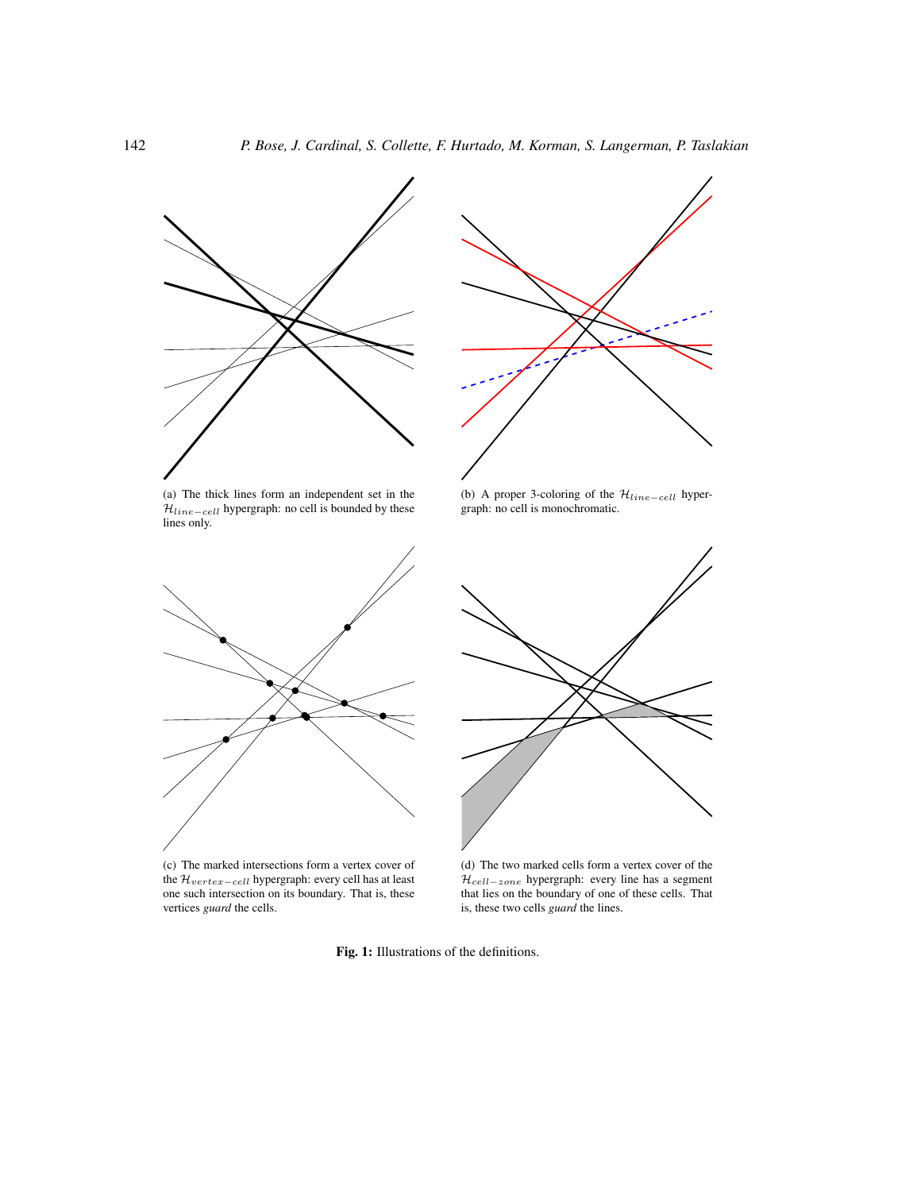(a) The thick lines form an independent set in the $\mathcal{H}_{line-cell}$ hypergraph: no cell is bounded by these lines only.

(b) A proper 3-coloring of the $\mathcal{H}_{line-cell}$ hypergraph: no cell is monochromatic.

(c) The marked intersections form a vertex cover of the $\mathcal{H}_{vertex-cell}$ hypergraph: every cell has at least one such intersection on its boundary. That is, these vertices *guard* the cells.

(d) The two marked cells form a vertex cover of the $\mathcal{H}_{cell-zone}$ hypergraph: every line has a segment that lies on the boundary of one of these cells. That is, these two cells *guard* the lines.

**Fig. 1:** Illustrations of the definitions.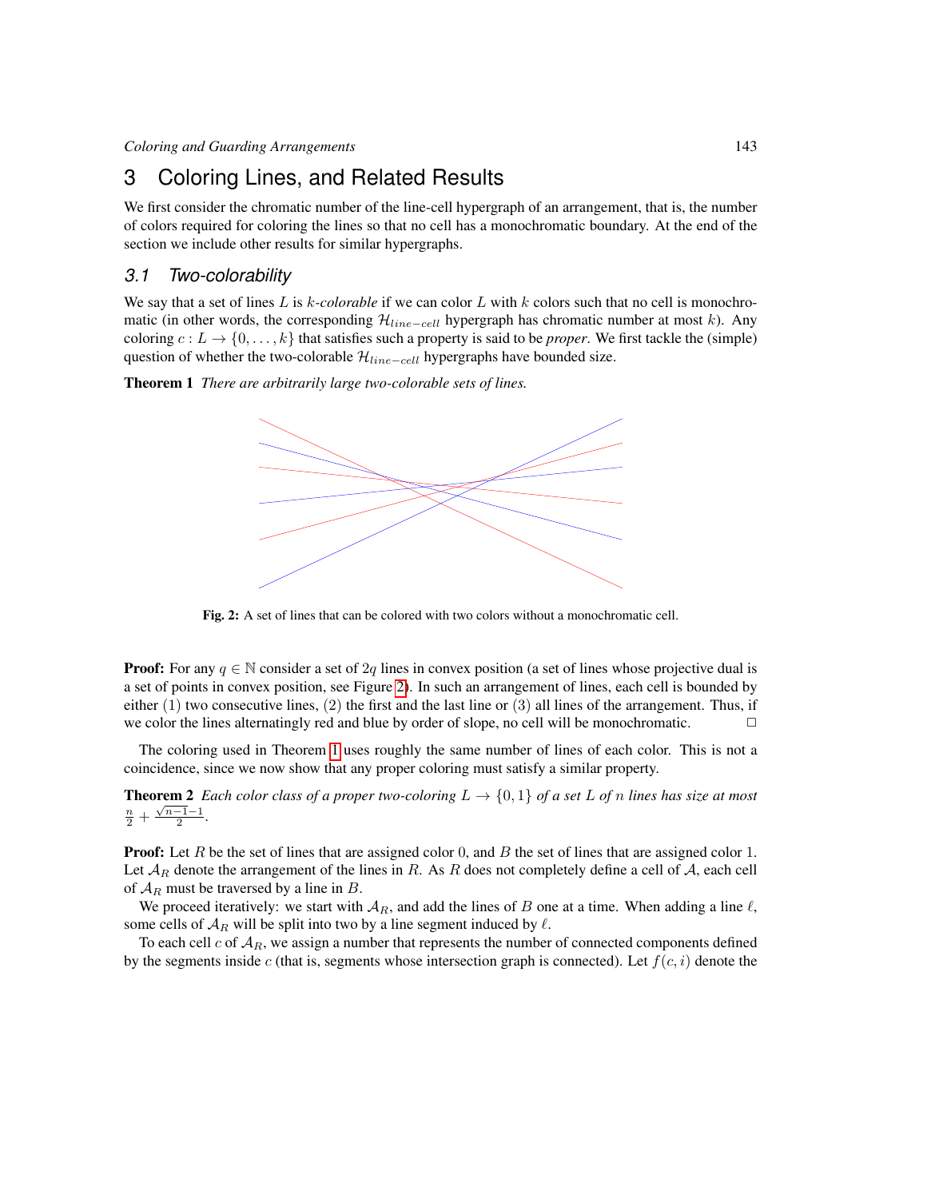## 3 Coloring Lines, and Related Results

We first consider the chromatic number of the line-cell hypergraph of an arrangement, that is, the number of colors required for coloring the lines so that no cell has a monochromatic boundary. At the end of the section we include other results for similar hypergraphs.

### 3.1 Two-colorability

We say that a set of lines $L$ is *$k$-colorable* if we can color $L$ with $k$ colors such that no cell is monochromatic (in other words, the corresponding $\mathcal{H}_{line-cell}$ hypergraph has chromatic number at most $k$). Any coloring $c : L \to \{0, \dots, k\}$ that satisfies such a property is said to be *proper*. We first tackle the (simple) question of whether the two-colorable $\mathcal{H}_{line-cell}$ hypergraphs have bounded size.

**Theorem 1** *There are arbitrarily large two-colorable sets of lines.*

**Fig. 2:** A set of lines that can be colored with two colors without a monochromatic cell.

**Proof:** For any $q \in \mathbb{N}$ consider a set of $2q$ lines in convex position (a set of lines whose projective dual is a set of points in convex position, see Figure 2). In such an arrangement of lines, each cell is bounded by either (1) two consecutive lines, (2) the first and the last line or (3) all lines of the arrangement. Thus, if we color the lines alternatingly red and blue by order of slope, no cell will be monochromatic. □

The coloring used in Theorem 1 uses roughly the same number of lines of each color. This is not a coincidence, since we now show that any proper coloring must satisfy a similar property.

**Theorem 2** *Each color class of a proper two-coloring $L \to \{0, 1\}$ of a set $L$ of $n$ lines has size at most $\frac{n}{2} + \frac{\sqrt{n-1}-1}{2}$.*

**Proof:** Let $R$ be the set of lines that are assigned color 0, and $B$ the set of lines that are assigned color 1. Let $\mathcal{A}_R$ denote the arrangement of the lines in $R$. As $R$ does not completely define a cell of $\mathcal{A}$, each cell of $\mathcal{A}_R$ must be traversed by a line in $B$.

We proceed iteratively: we start with $\mathcal{A}_R$, and add the lines of $B$ one at a time. When adding a line $\ell$, some cells of $\mathcal{A}_R$ will be split into two by a line segment induced by $\ell$.

To each cell $c$ of $\mathcal{A}_R$, we assign a number that represents the number of connected components defined by the segments inside $c$ (that is, segments whose intersection graph is connected). Let $f(c, i)$ denote the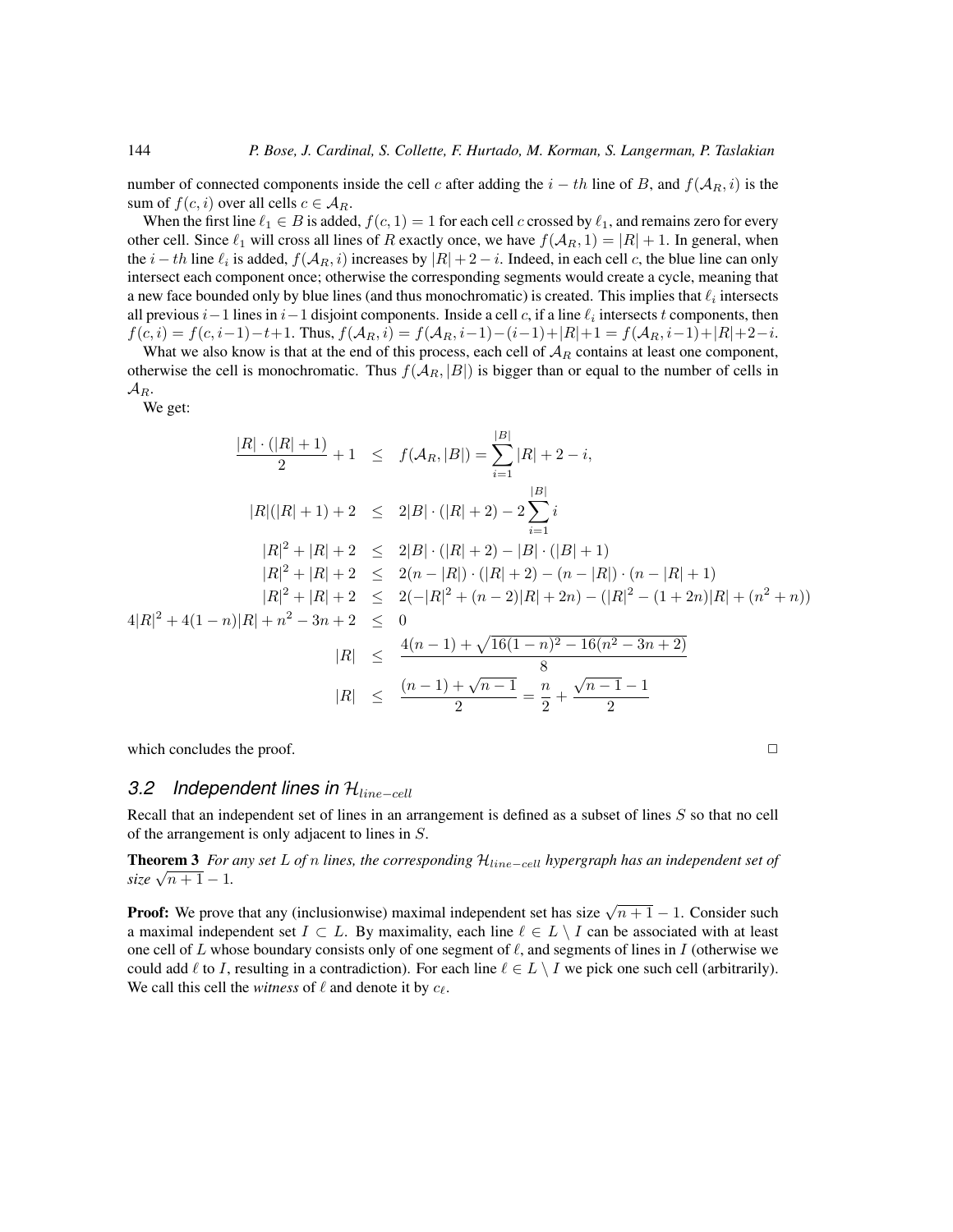number of connected components inside the cell $c$ after adding the $i-th$ line of $B$, and $f(\mathcal{A}_R, i)$ is the sum of $f(c,i)$ over all cells $c \in \mathcal{A}_R$.

When the first line $\ell_1 \in B$ is added, $f(c,1) = 1$ for each cell $c$ crossed by $\ell_1$, and remains zero for every other cell. Since $\ell_1$ will cross all lines of $R$ exactly once, we have $f(\mathcal{A}_R, 1) = |R|+1$. In general, when the $i-th$ line $\ell_i$ is added, $f(\mathcal{A}_R, i)$ increases by $|R|+2-i$. Indeed, in each cell $c$, the blue line can only intersect each component once; otherwise the corresponding segments would create a cycle, meaning that a new face bounded only by blue lines (and thus monochromatic) is created. This implies that $\ell_i$ intersects all previous $i-1$ lines in $i-1$ disjoint components. Inside a cell $c$, if a line $\ell_i$ intersects $t$ components, then $f(c,i) = f(c,i-1)-t+1$. Thus, $f(\mathcal{A}_R, i) = f(\mathcal{A}_R, i-1)-(i-1)+|R|+1 = f(\mathcal{A}_R, i-1)+|R|+2-i$.

What we also know is that at the end of this process, each cell of $\mathcal{A}_R$ contains at least one component, otherwise the cell is monochromatic. Thus $f(\mathcal{A}_R, |B|)$ is bigger than or equal to the number of cells in $\mathcal{A}_R$.

We get:

$$
\begin{aligned}
\frac{|R|\cdot(|R|+1)}{2}+1 &\leq f(\mathcal{A}_R, |B|) = \sum_{i=1}^{|B|} |R|+2-i, \\
|R|(|R|+1)+2 &\leq 2|B|\cdot(|R|+2) - 2\sum_{i=1}^{|B|} i \\
|R|^2+|R|+2 &\leq 2|B|\cdot(|R|+2) - |B|\cdot(|B|+1) \\
|R|^2+|R|+2 &\leq 2(n-|R|)\cdot(|R|+2) - (n-|R|)\cdot(n-|R|+1) \\
|R|^2+|R|+2 &\leq 2(-|R|^2+(n-2)|R|+2n) - (|R|^2-(1+2n)|R|+(n^2+n)) \\
4|R|^2+4(1-n)|R|+n^2-3n+2 &\leq 0 \\
|R| &\leq \frac{4(n-1)+\sqrt{16(1-n)^2-16(n^2-3n+2)}}{8} \\
|R| &\leq \frac{(n-1)+\sqrt{n-1}}{2} = \frac{n}{2} + \frac{\sqrt{n-1}-1}{2}
\end{aligned}
$$

which concludes the proof. □

### 3.2 Independent lines in $\mathcal{H}_{line-cell}$

Recall that an independent set of lines in an arrangement is defined as a subset of lines $S$ so that no cell of the arrangement is only adjacent to lines in $S$.

**Theorem 3** *For any set $L$ of $n$ lines, the corresponding $\mathcal{H}_{line-cell}$ hypergraph has an independent set of size $\sqrt{n+1}-1$.*

**Proof:** We prove that any (inclusionwise) maximal independent set has size $\sqrt{n+1}-1$. Consider such a maximal independent set $I \subset L$. By maximality, each line $\ell \in L \setminus I$ can be associated with at least one cell of $L$ whose boundary consists only of one segment of $\ell$, and segments of lines in $I$ (otherwise we could add $\ell$ to $I$, resulting in a contradiction). For each line $\ell \in L \setminus I$ we pick one such cell (arbitrarily). We call this cell the *witness* of $\ell$ and denote it by $c_\ell$.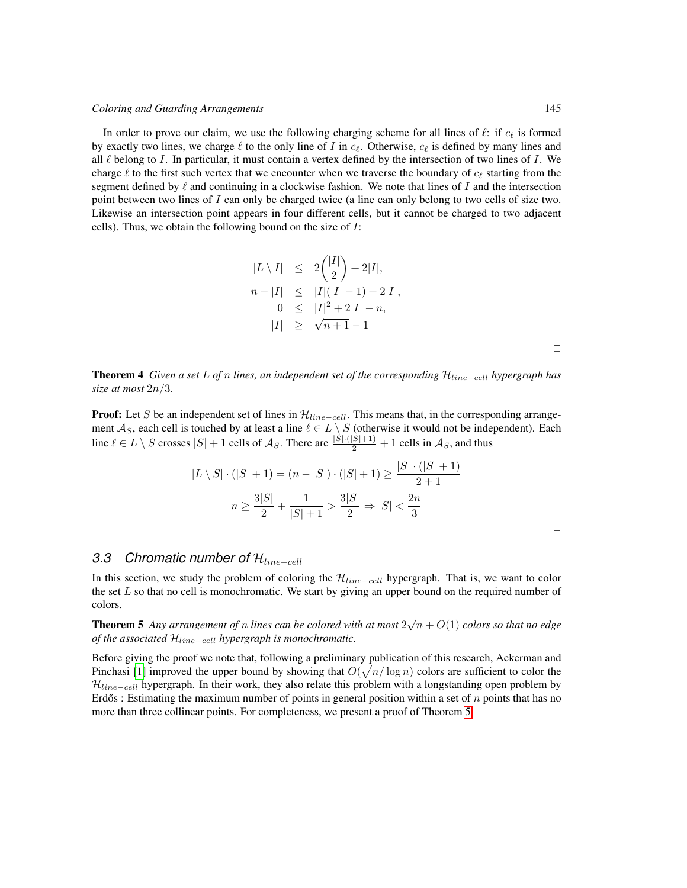In order to prove our claim, we use the following charging scheme for all lines of $\ell$: if $c_\ell$ is formed by exactly two lines, we charge $\ell$ to the only line of $I$ in $c_\ell$. Otherwise, $c_\ell$ is defined by many lines and all $\ell$ belong to $I$. In particular, it must contain a vertex defined by the intersection of two lines of $I$. We charge $\ell$ to the first such vertex that we encounter when we traverse the boundary of $c_\ell$ starting from the segment defined by $\ell$ and continuing in a clockwise fashion. We note that lines of $I$ and the intersection point between two lines of $I$ can only be charged twice (a line can only belong to two cells of size two. Likewise an intersection point appears in four different cells, but it cannot be charged to two adjacent cells). Thus, we obtain the following bound on the size of $I$:

$$
\begin{aligned}
|L \setminus I| &\leq 2\binom{|I|}{2} + 2|I|, \\
n - |I| &\leq |I|(|I| - 1) + 2|I|, \\
0 &\leq |I|^2 + 2|I| - n, \\
|I| &\geq \sqrt{n+1} - 1
\end{aligned}
$$

□

**Theorem 4** *Given a set $L$ of $n$ lines, an independent set of the corresponding $\mathcal{H}_{line-cell}$ hypergraph has size at most $2n/3$.*

**Proof:** Let $S$ be an independent set of lines in $\mathcal{H}_{line-cell}$. This means that, in the corresponding arrangement $\mathcal{A}_S$, each cell is touched by at least a line $\ell \in L \setminus S$ (otherwise it would not be independent). Each line $\ell \in L \setminus S$ crosses $|S| + 1$ cells of $\mathcal{A}_S$. There are $\frac{|S| \cdot (|S|+1)}{2} + 1$ cells in $\mathcal{A}_S$, and thus

$$
|L \setminus S| \cdot (|S| + 1) = (n - |S|) \cdot (|S| + 1) \geq \frac{|S| \cdot (|S| + 1)}{2 + 1}
$$

$$
n \geq \frac{3|S|}{2} + \frac{1}{|S| + 1} > \frac{3|S|}{2} \Rightarrow |S| < \frac{2n}{3}
$$

□

### 3.3 Chromatic number of $\mathcal{H}_{line-cell}$

In this section, we study the problem of coloring the $\mathcal{H}_{line-cell}$ hypergraph. That is, we want to color the set $L$ so that no cell is monochromatic. We start by giving an upper bound on the required number of colors.

**Theorem 5** *Any arrangement of $n$ lines can be colored with at most $2\sqrt{n} + O(1)$ colors so that no edge of the associated $\mathcal{H}_{line-cell}$ hypergraph is monochromatic.*

Before giving the proof we note that, following a preliminary publication of this research, Ackerman and Pinchasi [1] improved the upper bound by showing that $O(\sqrt{n/\log n})$ colors are sufficient to color the $\mathcal{H}_{line-cell}$ hypergraph. In their work, they also relate this problem with a longstanding open problem by Erdős : Estimating the maximum number of points in general position within a set of $n$ points that has no more than three collinear points. For completeness, we present a proof of Theorem 5.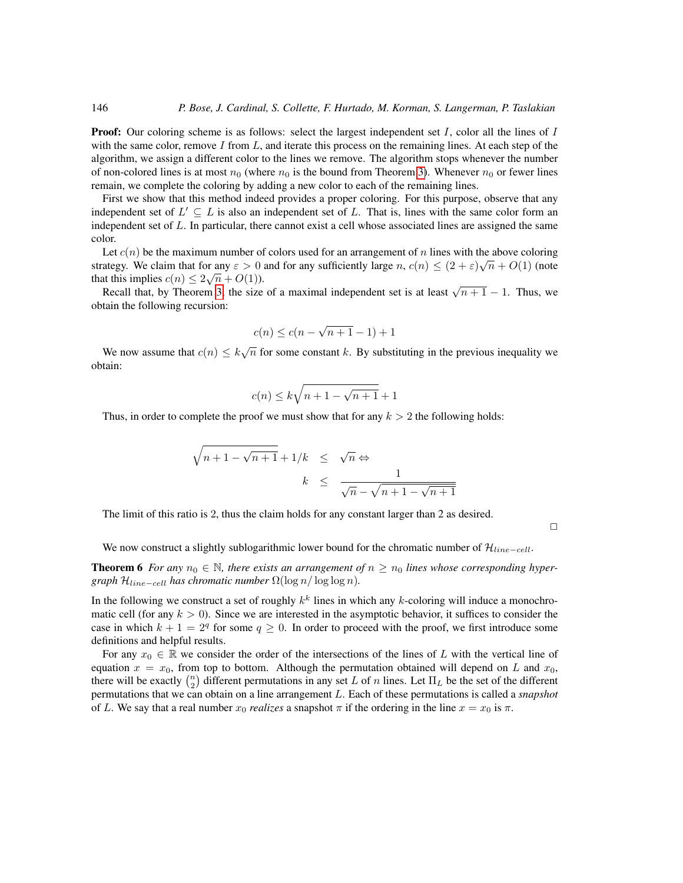**Proof:** Our coloring scheme is as follows: select the largest independent set $I$, color all the lines of $I$ with the same color, remove $I$ from $L$, and iterate this process on the remaining lines. At each step of the algorithm, we assign a different color to the lines we remove. The algorithm stops whenever the number of non-colored lines is at most $n_0$ (where $n_0$ is the bound from Theorem 3). Whenever $n_0$ or fewer lines remain, we complete the coloring by adding a new color to each of the remaining lines.

First we show that this method indeed provides a proper coloring. For this purpose, observe that any independent set of $L' \subseteq L$ is also an independent set of $L$. That is, lines with the same color form an independent set of $L$. In particular, there cannot exist a cell whose associated lines are assigned the same color.

Let $c(n)$ be the maximum number of colors used for an arrangement of $n$ lines with the above coloring strategy. We claim that for any $\varepsilon > 0$ and for any sufficiently large $n$, $c(n) \leq (2+\varepsilon)\sqrt{n} + O(1)$ (note that this implies $c(n) \leq 2\sqrt{n} + O(1)$).

Recall that, by Theorem 3, the size of a maximal independent set is at least $\sqrt{n+1} - 1$. Thus, we obtain the following recursion:

$$c(n) \leq c(n - \sqrt{n+1} - 1) + 1$$

We now assume that $c(n) \leq k\sqrt{n}$ for some constant $k$. By substituting in the previous inequality we obtain:

$$c(n) \leq k\sqrt{n+1-\sqrt{n+1}} + 1$$

Thus, in order to complete the proof we must show that for any $k > 2$ the following holds:

$$\begin{aligned}
\sqrt{n+1-\sqrt{n+1}} + 1/k &\leq \sqrt{n} \Leftrightarrow \\
k &\leq \frac{1}{\sqrt{n} - \sqrt{n+1-\sqrt{n+1}}}
\end{aligned}$$

The limit of this ratio is 2, thus the claim holds for any constant larger than 2 as desired.

□

We now construct a slightly sublogarithmic lower bound for the chromatic number of $\mathcal{H}_{line-cell}$.

**Theorem 6** *For any $n_0 \in \mathbb{N}$, there exists an arrangement of $n \geq n_0$ lines whose corresponding hypergraph $\mathcal{H}_{line-cell}$ has chromatic number $\Omega(\log n / \log\log n)$.*

In the following we construct a set of roughly $k^k$ lines in which any $k$-coloring will induce a monochromatic cell (for any $k > 0$). Since we are interested in the asymptotic behavior, it suffices to consider the case in which $k+1 = 2^q$ for some $q \geq 0$. In order to proceed with the proof, we first introduce some definitions and helpful results.

For any $x_0 \in \mathbb{R}$ we consider the order of the intersections of the lines of $L$ with the vertical line of equation $x = x_0$, from top to bottom. Although the permutation obtained will depend on $L$ and $x_0$, there will be exactly $\binom{n}{2}$ different permutations in any set $L$ of $n$ lines. Let $\Pi_L$ be the set of the different permutations that we can obtain on a line arrangement $L$. Each of these permutations is called a *snapshot* of $L$. We say that a real number $x_0$ *realizes* a snapshot $\pi$ if the ordering in the line $x = x_0$ is $\pi$.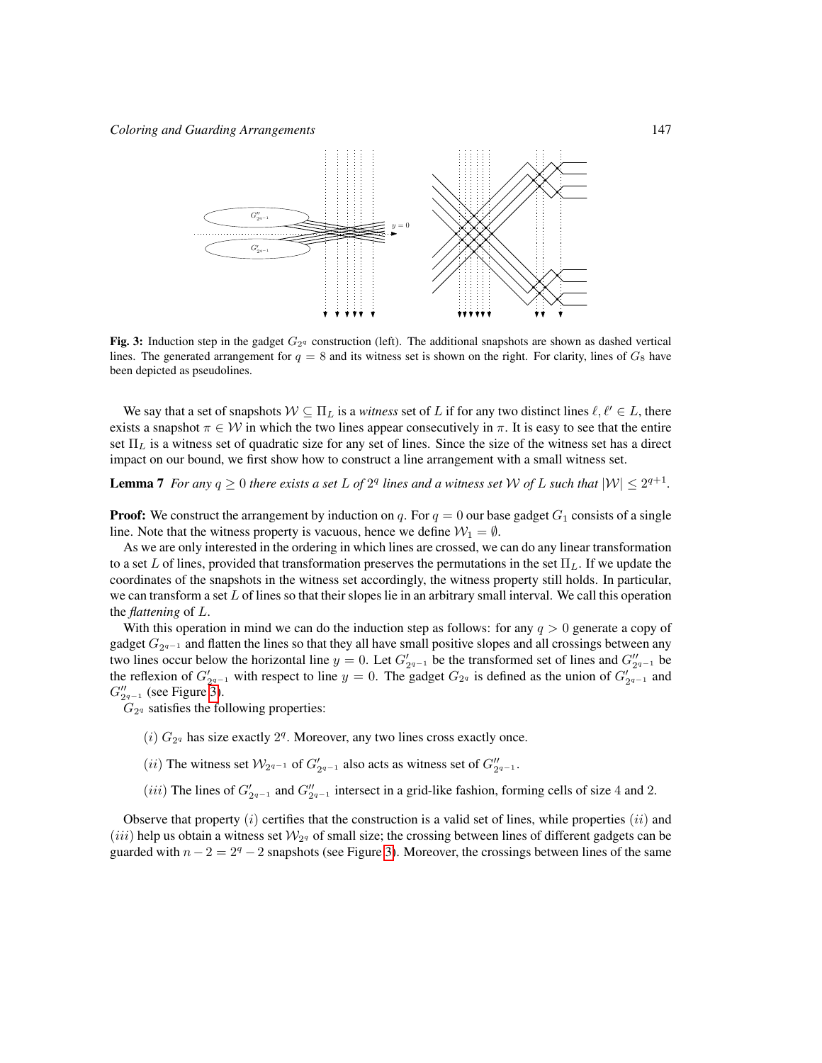**Fig. 3:** Induction step in the gadget $G_{2^q}$ construction (left). The additional snapshots are shown as dashed vertical lines. The generated arrangement for $q = 8$ and its witness set is shown on the right. For clarity, lines of $G_8$ have been depicted as pseudolines.

We say that a set of snapshots $\mathcal{W} \subseteq \Pi_L$ is a *witness* set of $L$ if for any two distinct lines $\ell, \ell' \in L$, there exists a snapshot $\pi \in \mathcal{W}$ in which the two lines appear consecutively in $\pi$. It is easy to see that the entire set $\Pi_L$ is a witness set of quadratic size for any set of lines. Since the size of the witness set has a direct impact on our bound, we first show how to construct a line arrangement with a small witness set.

**Lemma 7** *For any $q \geq 0$ there exists a set $L$ of $2^q$ lines and a witness set $\mathcal{W}$ of $L$ such that $|\mathcal{W}| \leq 2^{q+1}$.*

**Proof:** We construct the arrangement by induction on $q$. For $q = 0$ our base gadget $G_1$ consists of a single line. Note that the witness property is vacuous, hence we define $\mathcal{W}_1 = \emptyset$.

As we are only interested in the ordering in which lines are crossed, we can do any linear transformation to a set $L$ of lines, provided that transformation preserves the permutations in the set $\Pi_L$. If we update the coordinates of the snapshots in the witness set accordingly, the witness property still holds. In particular, we can transform a set $L$ of lines so that their slopes lie in an arbitrary small interval. We call this operation the *flattening* of $L$.

With this operation in mind we can do the induction step as follows: for any $q > 0$ generate a copy of gadget $G_{2^{q-1}}$ and flatten the lines so that they all have small positive slopes and all crossings between any two lines occur below the horizontal line $y = 0$. Let $G'_{2^{q-1}}$ be the transformed set of lines and $G''_{2^{q-1}}$ be the reflexion of $G'_{2^{q-1}}$ with respect to line $y = 0$. The gadget $G_{2^q}$ is defined as the union of $G'_{2^{q-1}}$ and $G''_{2^{q-1}}$ (see Figure 3).

$G_{2^q}$ satisfies the following properties:

$(i)$ $G_{2^q}$ has size exactly $2^q$. Moreover, any two lines cross exactly once.

$(ii)$ The witness set $\mathcal{W}_{2^{q-1}}$ of $G'_{2^{q-1}}$ also acts as witness set of $G''_{2^{q-1}}$.

$(iii)$ The lines of $G'_{2^{q-1}}$ and $G''_{2^{q-1}}$ intersect in a grid-like fashion, forming cells of size 4 and 2.

Observe that property $(i)$ certifies that the construction is a valid set of lines, while properties $(ii)$ and $(iii)$ help us obtain a witness set $\mathcal{W}_{2^q}$ of small size; the crossing between lines of different gadgets can be guarded with $n - 2 = 2^q - 2$ snapshots (see Figure 3). Moreover, the crossings between lines of the same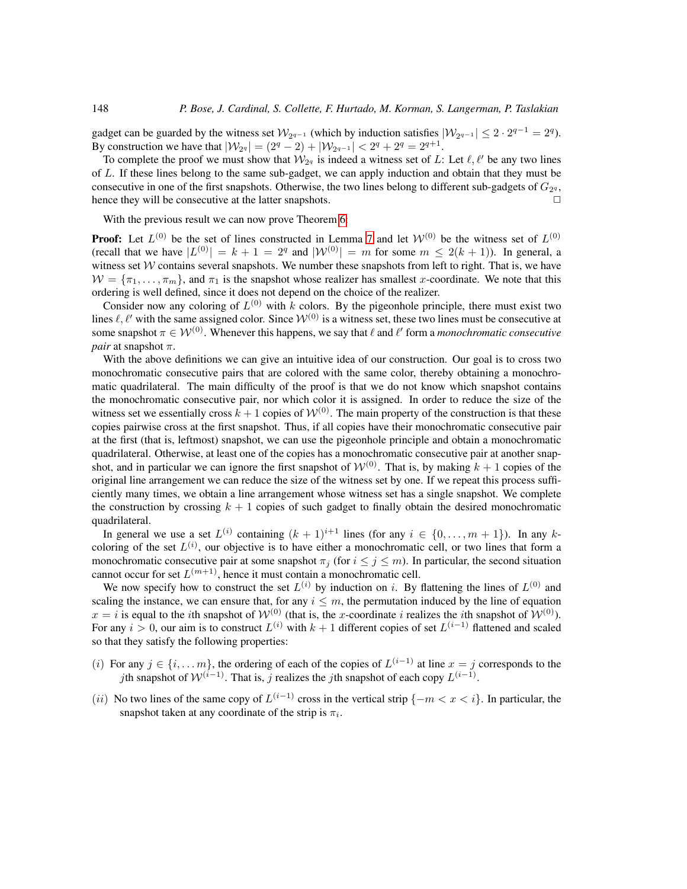gadget can be guarded by the witness set $\mathcal{W}_{2^{q-1}}$ (which by induction satisfies $|\mathcal{W}_{2^{q-1}}| \leq 2 \cdot 2^{q-1} = 2^q$). By construction we have that $|\mathcal{W}_{2^q}| = (2^q - 2) + |\mathcal{W}_{2^{q-1}}| < 2^q + 2^q = 2^{q+1}$.

To complete the proof we must show that $\mathcal{W}_{2^q}$ is indeed a witness set of $L$: Let $\ell, \ell'$ be any two lines of $L$. If these lines belong to the same sub-gadget, we can apply induction and obtain that they must be consecutive in one of the first snapshots. Otherwise, the two lines belong to different sub-gadgets of $G_{2^q}$, hence they will be consecutive at the latter snapshots. □

With the previous result we can now prove Theorem 6.

**Proof:** Let $L^{(0)}$ be the set of lines constructed in Lemma 7 and let $\mathcal{W}^{(0)}$ be the witness set of $L^{(0)}$ (recall that we have $|L^{(0)}| = k + 1 = 2^q$ and $|\mathcal{W}^{(0)}| = m$ for some $m \leq 2(k + 1)$). In general, a witness set $\mathcal{W}$ contains several snapshots. We number these snapshots from left to right. That is, we have $\mathcal{W} = \{\pi_1, \ldots, \pi_m\}$, and $\pi_1$ is the snapshot whose realizer has smallest $x$-coordinate. We note that this ordering is well defined, since it does not depend on the choice of the realizer.

Consider now any coloring of $L^{(0)}$ with $k$ colors. By the pigeonhole principle, there must exist two lines $\ell, \ell'$ with the same assigned color. Since $\mathcal{W}^{(0)}$ is a witness set, these two lines must be consecutive at some snapshot $\pi \in \mathcal{W}^{(0)}$. Whenever this happens, we say that $\ell$ and $\ell'$ form a *monochromatic consecutive pair* at snapshot $\pi$.

With the above definitions we can give an intuitive idea of our construction. Our goal is to cross two monochromatic consecutive pairs that are colored with the same color, thereby obtaining a monochromatic quadrilateral. The main difficulty of the proof is that we do not know which snapshot contains the monochromatic consecutive pair, nor which color it is assigned. In order to reduce the size of the witness set we essentially cross $k + 1$ copies of $\mathcal{W}^{(0)}$. The main property of the construction is that these copies pairwise cross at the first snapshot. Thus, if all copies have their monochromatic consecutive pair at the first (that is, leftmost) snapshot, we can use the pigeonhole principle and obtain a monochromatic quadrilateral. Otherwise, at least one of the copies has a monochromatic consecutive pair at another snapshot, and in particular we can ignore the first snapshot of $\mathcal{W}^{(0)}$. That is, by making $k + 1$ copies of the original line arrangement we can reduce the size of the witness set by one. If we repeat this process sufficiently many times, we obtain a line arrangement whose witness set has a single snapshot. We complete the construction by crossing $k + 1$ copies of such gadget to finally obtain the desired monochromatic quadrilateral.

In general we use a set $L^{(i)}$ containing $(k + 1)^{i+1}$ lines (for any $i \in \{0, \ldots, m + 1\}$). In any $k$-coloring of the set $L^{(i)}$, our objective is to have either a monochromatic cell, or two lines that form a monochromatic consecutive pair at some snapshot $\pi_j$ (for $i \leq j \leq m$). In particular, the second situation cannot occur for set $L^{(m+1)}$, hence it must contain a monochromatic cell.

We now specify how to construct the set $L^{(i)}$ by induction on $i$. By flattening the lines of $L^{(0)}$ and scaling the instance, we can ensure that, for any $i \leq m$, the permutation induced by the line of equation $x = i$ is equal to the $i$th snapshot of $\mathcal{W}^{(0)}$ (that is, the $x$-coordinate $i$ realizes the $i$th snapshot of $\mathcal{W}^{(0)}$). For any $i > 0$, our aim is to construct $L^{(i)}$ with $k + 1$ different copies of set $L^{(i-1)}$ flattened and scaled so that they satisfy the following properties:

$(i)$ For any $j \in \{i, \ldots m\}$, the ordering of each of the copies of $L^{(i-1)}$ at line $x = j$ corresponds to the $j$th snapshot of $\mathcal{W}^{(i-1)}$. That is, $j$ realizes the $j$th snapshot of each copy $L^{(i-1)}$.

$(ii)$ No two lines of the same copy of $L^{(i-1)}$ cross in the vertical strip $\{-m < x < i\}$. In particular, the snapshot taken at any coordinate of the strip is $\pi_i$.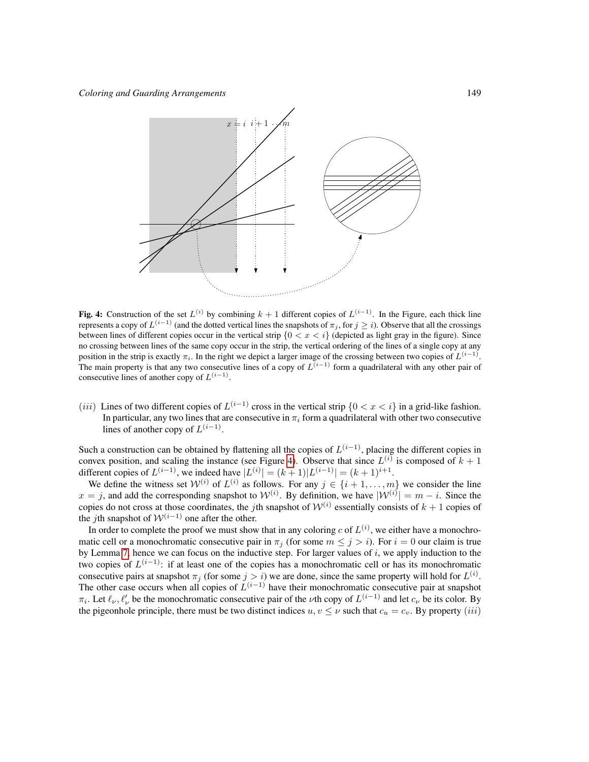**Fig. 4:** Construction of the set $L^{(i)}$ by combining $k+1$ different copies of $L^{(i-1)}$. In the Figure, each thick line represents a copy of $L^{(i-1)}$ (and the dotted vertical lines the snapshots of $\pi_j$, for $j \geq i$). Observe that all the crossings between lines of different copies occur in the vertical strip $\{0 < x < i\}$ (depicted as light gray in the figure). Since no crossing between lines of the same copy occur in the strip, the vertical ordering of the lines of a single copy at any position in the strip is exactly $\pi_i$. In the right we depict a larger image of the crossing between two copies of $L^{(i-1)}$. The main property is that any two consecutive lines of a copy of $L^{(i-1)}$ form a quadrilateral with any other pair of consecutive lines of another copy of $L^{(i-1)}$.

$(iii)$ Lines of two different copies of $L^{(i-1)}$ cross in the vertical strip $\{0 < x < i\}$ in a grid-like fashion. In particular, any two lines that are consecutive in $\pi_i$ form a quadrilateral with other two consecutive lines of another copy of $L^{(i-1)}$.

Such a construction can be obtained by flattening all the copies of $L^{(i-1)}$, placing the different copies in convex position, and scaling the instance (see Figure 4). Observe that since $L^{(i)}$ is composed of $k+1$ different copies of $L^{(i-1)}$, we indeed have $|L^{(i)}| = (k+1)|L^{(i-1)}| = (k+1)^{i+1}$.

We define the witness set $\mathcal{W}^{(i)}$ of $L^{(i)}$ as follows. For any $j \in \{i+1, \ldots, m\}$ we consider the line $x = j$, and add the corresponding snapshot to $\mathcal{W}^{(i)}$. By definition, we have $|\mathcal{W}^{(i)}| = m - i$. Since the copies do not cross at those coordinates, the $j$th snapshot of $\mathcal{W}^{(i)}$ essentially consists of $k+1$ copies of the $j$th snapshot of $\mathcal{W}^{(i-1)}$ one after the other.

In order to complete the proof we must show that in any coloring $c$ of $L^{(i)}$, we either have a monochromatic cell or a monochromatic consecutive pair in $\pi_j$ (for some $m \leq j > i$). For $i = 0$ our claim is true by Lemma 7, hence we can focus on the inductive step. For larger values of $i$, we apply induction to the two copies of $L^{(i-1)}$: if at least one of the copies has a monochromatic cell or has its monochromatic consecutive pairs at snapshot $\pi_j$ (for some $j > i$) we are done, since the same property will hold for $L^{(i)}$. The other case occurs when all copies of $L^{(i-1)}$ have their monochromatic consecutive pair at snapshot $\pi_i$. Let $\ell_\nu, \ell'_\nu$ be the monochromatic consecutive pair of the $\nu$th copy of $L^{(i-1)}$ and let $c_\nu$ be its color. By the pigeonhole principle, there must be two distinct indices $u, v \leq \nu$ such that $c_u = c_v$. By property $(iii)$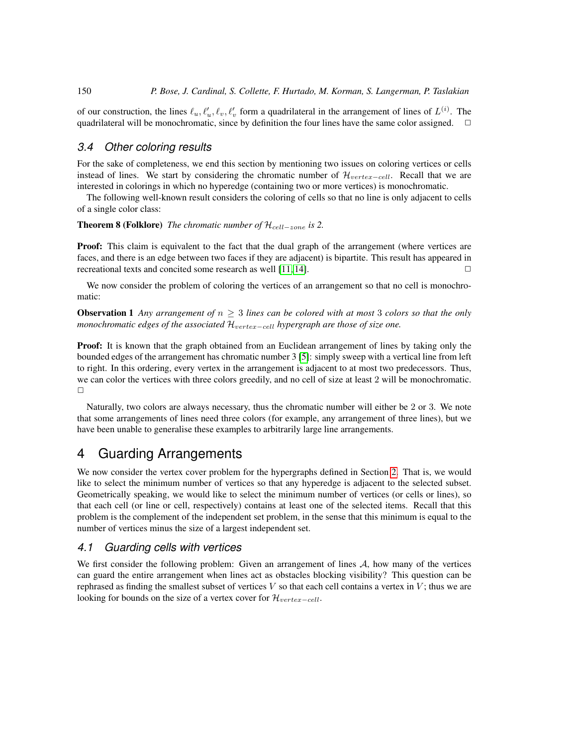of our construction, the lines $\ell_u, \ell'_u, \ell_v, \ell'_v$ form a quadrilateral in the arrangement of lines of $L^{(i)}$. The quadrilateral will be monochromatic, since by definition the four lines have the same color assigned. □

### *3.4 Other coloring results*

For the sake of completeness, we end this section by mentioning two issues on coloring vertices or cells instead of lines. We start by considering the chromatic number of $\mathcal{H}_{vertex-cell}$. Recall that we are interested in colorings in which no hyperedge (containing two or more vertices) is monochromatic.

The following well-known result considers the coloring of cells so that no line is only adjacent to cells of a single color class:

**Theorem 8 (Folklore)** *The chromatic number of $\mathcal{H}_{cell-zone}$ is 2.*

**Proof:** This claim is equivalent to the fact that the dual graph of the arrangement (where vertices are faces, and there is an edge between two faces if they are adjacent) is bipartite. This result has appeared in recreational texts and concited some research as well [11, 14]. □

We now consider the problem of coloring the vertices of an arrangement so that no cell is monochromatic:

**Observation 1** *Any arrangement of $n \geq 3$ lines can be colored with at most 3 colors so that the only monochromatic edges of the associated $\mathcal{H}_{vertex-cell}$ hypergraph are those of size one.*

**Proof:** It is known that the graph obtained from an Euclidean arrangement of lines by taking only the bounded edges of the arrangement has chromatic number 3 [5]: simply sweep with a vertical line from left to right. In this ordering, every vertex in the arrangement is adjacent to at most two predecessors. Thus, we can color the vertices with three colors greedily, and no cell of size at least 2 will be monochromatic. □

Naturally, two colors are always necessary, thus the chromatic number will either be 2 or 3. We note that some arrangements of lines need three colors (for example, any arrangement of three lines), but we have been unable to generalise these examples to arbitrarily large line arrangements.

## 4 Guarding Arrangements

We now consider the vertex cover problem for the hypergraphs defined in Section 2. That is, we would like to select the minimum number of vertices so that any hyperedge is adjacent to the selected subset. Geometrically speaking, we would like to select the minimum number of vertices (or cells or lines), so that each cell (or line or cell, respectively) contains at least one of the selected items. Recall that this problem is the complement of the independent set problem, in the sense that this minimum is equal to the number of vertices minus the size of a largest independent set.

### *4.1 Guarding cells with vertices*

We first consider the following problem: Given an arrangement of lines $\mathcal{A}$, how many of the vertices can guard the entire arrangement when lines act as obstacles blocking visibility? This question can be rephrased as finding the smallest subset of vertices $V$ so that each cell contains a vertex in $V$; thus we are looking for bounds on the size of a vertex cover for $\mathcal{H}_{vertex-cell}$.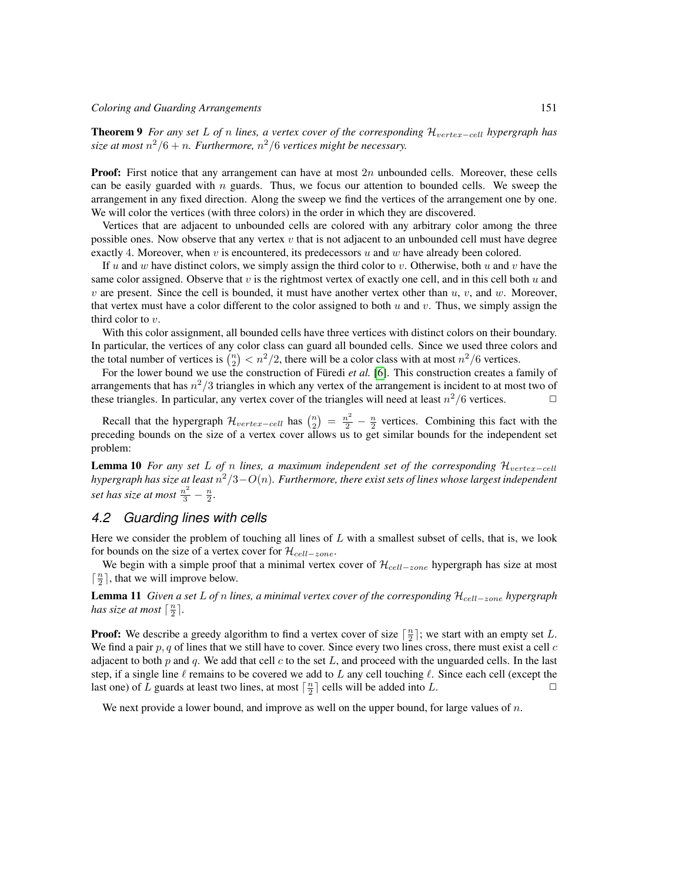**Theorem 9** *For any set $L$ of $n$ lines, a vertex cover of the corresponding $\mathcal{H}_{vertex-cell}$ hypergraph has size at most $n^2/6 + n$. Furthermore, $n^2/6$ vertices might be necessary.*

**Proof:** First notice that any arrangement can have at most $2n$ unbounded cells. Moreover, these cells can be easily guarded with $n$ guards. Thus, we focus our attention to bounded cells. We sweep the arrangement in any fixed direction. Along the sweep we find the vertices of the arrangement one by one. We will color the vertices (with three colors) in the order in which they are discovered.

Vertices that are adjacent to unbounded cells are colored with any arbitrary color among the three possible ones. Now observe that any vertex $v$ that is not adjacent to an unbounded cell must have degree exactly 4. Moreover, when $v$ is encountered, its predecessors $u$ and $w$ have already been colored.

If $u$ and $w$ have distinct colors, we simply assign the third color to $v$. Otherwise, both $u$ and $v$ have the same color assigned. Observe that $v$ is the rightmost vertex of exactly one cell, and in this cell both $u$ and $v$ are present. Since the cell is bounded, it must have another vertex other than $u$, $v$, and $w$. Moreover, that vertex must have a color different to the color assigned to both $u$ and $v$. Thus, we simply assign the third color to $v$.

With this color assignment, all bounded cells have three vertices with distinct colors on their boundary. In particular, the vertices of any color class can guard all bounded cells. Since we used three colors and the total number of vertices is $\binom{n}{2} < n^2/2$, there will be a color class with at most $n^2/6$ vertices.

For the lower bound we use the construction of Füredi *et al.* [6]. This construction creates a family of arrangements that has $n^2/3$ triangles in which any vertex of the arrangement is incident to at most two of these triangles. In particular, any vertex cover of the triangles will need at least $n^2/6$ vertices. □

Recall that the hypergraph $\mathcal{H}_{vertex-cell}$ has $\binom{n}{2} = \frac{n^2}{2} - \frac{n}{2}$ vertices. Combining this fact with the preceding bounds on the size of a vertex cover allows us to get similar bounds for the independent set problem:

**Lemma 10** *For any set $L$ of $n$ lines, a maximum independent set of the corresponding $\mathcal{H}_{vertex-cell}$ hypergraph has size at least $n^2/3 - O(n)$. Furthermore, there exist sets of lines whose largest independent set has size at most $\frac{n^2}{3} - \frac{n}{2}$.*

## 4.2 Guarding lines with cells

Here we consider the problem of touching all lines of $L$ with a smallest subset of cells, that is, we look for bounds on the size of a vertex cover for $\mathcal{H}_{cell-zone}$.

We begin with a simple proof that a minimal vertex cover of $\mathcal{H}_{cell-zone}$ hypergraph has size at most $\lceil \frac{n}{2} \rceil$, that we will improve below.

**Lemma 11** *Given a set $L$ of $n$ lines, a minimal vertex cover of the corresponding $\mathcal{H}_{cell-zone}$ hypergraph has size at most $\lceil \frac{n}{2} \rceil$.*

**Proof:** We describe a greedy algorithm to find a vertex cover of size $\lceil \frac{n}{2} \rceil$; we start with an empty set $L$. We find a pair $p, q$ of lines that we still have to cover. Since every two lines cross, there must exist a cell $c$ adjacent to both $p$ and $q$. We add that cell $c$ to the set $L$, and proceed with the unguarded cells. In the last step, if a single line $\ell$ remains to be covered we add to $L$ any cell touching $\ell$. Since each cell (except the last one) of $L$ guards at least two lines, at most $\lceil \frac{n}{2} \rceil$ cells will be added into $L$. □

We next provide a lower bound, and improve as well on the upper bound, for large values of $n$.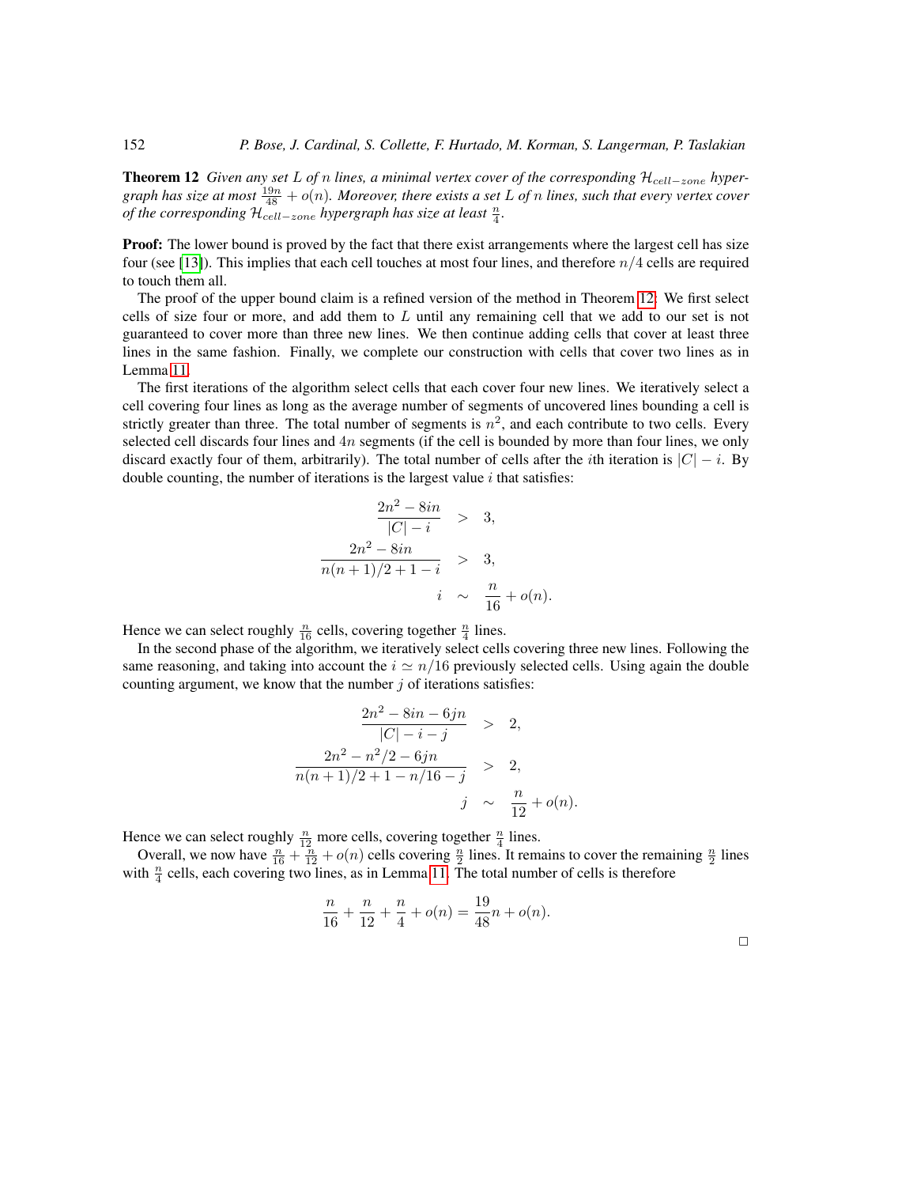**Theorem 12** *Given any set $L$ of $n$ lines, a minimal vertex cover of the corresponding $\mathcal{H}_{cell-zone}$ hypergraph has size at most $\frac{19n}{48} + o(n)$. Moreover, there exists a set $L$ of $n$ lines, such that every vertex cover of the corresponding $\mathcal{H}_{cell-zone}$ hypergraph has size at least $\frac{n}{4}$.*

**Proof:** The lower bound is proved by the fact that there exist arrangements where the largest cell has size four (see [13]). This implies that each cell touches at most four lines, and therefore $n/4$ cells are required to touch them all.

The proof of the upper bound claim is a refined version of the method in Theorem 12: We first select cells of size four or more, and add them to $L$ until any remaining cell that we add to our set is not guaranteed to cover more than three new lines. We then continue adding cells that cover at least three lines in the same fashion. Finally, we complete our construction with cells that cover two lines as in Lemma 11.

The first iterations of the algorithm select cells that each cover four new lines. We iteratively select a cell covering four lines as long as the average number of segments of uncovered lines bounding a cell is strictly greater than three. The total number of segments is $n^2$, and each contribute to two cells. Every selected cell discards four lines and $4n$ segments (if the cell is bounded by more than four lines, we only discard exactly four of them, arbitrarily). The total number of cells after the $i$th iteration is $|C| - i$. By double counting, the number of iterations is the largest value $i$ that satisfies:

$$
\begin{aligned}
\frac{2n^2 - 8in}{|C| - i} &> 3, \\
\frac{2n^2 - 8in}{n(n+1)/2 + 1 - i} &> 3, \\
i &\sim \frac{n}{16} + o(n).
\end{aligned}
$$

Hence we can select roughly $\frac{n}{16}$ cells, covering together $\frac{n}{4}$ lines.

In the second phase of the algorithm, we iteratively select cells covering three new lines. Following the same reasoning, and taking into account the $i \simeq n/16$ previously selected cells. Using again the double counting argument, we know that the number $j$ of iterations satisfies:

$$
\begin{aligned}
\frac{2n^2 - 8in - 6jn}{|C| - i - j} &> 2, \\
\frac{2n^2 - n^2/2 - 6jn}{n(n+1)/2 + 1 - n/16 - j} &> 2, \\
j &\sim \frac{n}{12} + o(n).
\end{aligned}
$$

Hence we can select roughly $\frac{n}{12}$ more cells, covering together $\frac{n}{4}$ lines.

Overall, we now have $\frac{n}{16} + \frac{n}{12} + o(n)$ cells covering $\frac{n}{2}$ lines. It remains to cover the remaining $\frac{n}{2}$ lines with $\frac{n}{4}$ cells, each covering two lines, as in Lemma 11. The total number of cells is therefore

$$
\frac{n}{16} + \frac{n}{12} + \frac{n}{4} + o(n) = \frac{19}{48}n + o(n).
$$

□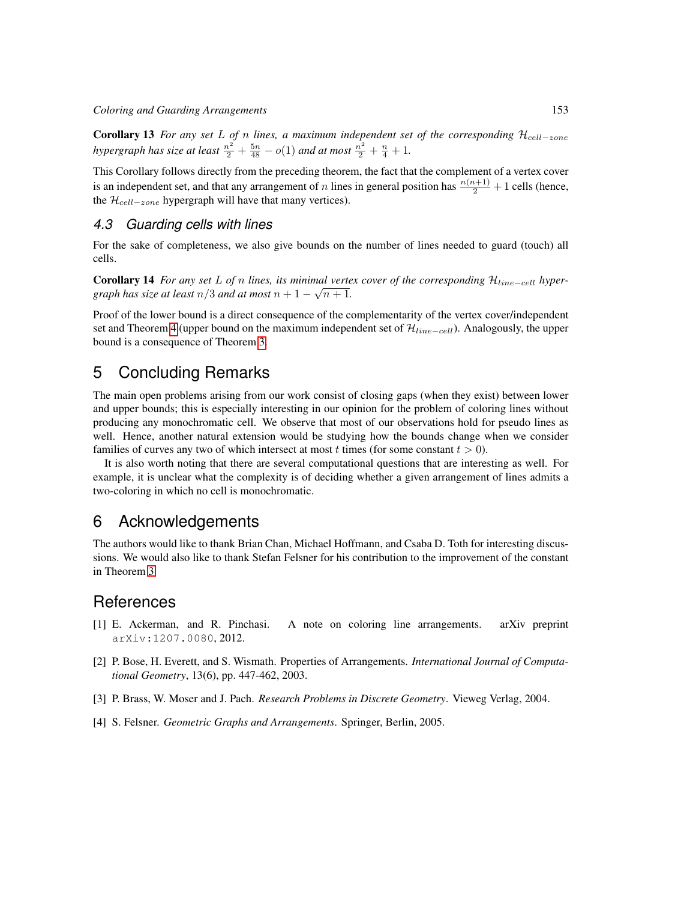**Corollary 13** *For any set $L$ of $n$ lines, a maximum independent set of the corresponding $\mathcal{H}_{cell-zone}$ hypergraph has size at least $\frac{n^2}{2} + \frac{5n}{48} - o(1)$ and at most $\frac{n^2}{2} + \frac{n}{4} + 1$.*

This Corollary follows directly from the preceding theorem, the fact that the complement of a vertex cover is an independent set, and that any arrangement of $n$ lines in general position has $\frac{n(n+1)}{2} + 1$ cells (hence, the $\mathcal{H}_{cell-zone}$ hypergraph will have that many vertices).

### 4.3 Guarding cells with lines

For the sake of completeness, we also give bounds on the number of lines needed to guard (touch) all cells.

**Corollary 14** *For any set $L$ of $n$ lines, its minimal vertex cover of the corresponding $\mathcal{H}_{line-cell}$ hypergraph has size at least $n/3$ and at most $n + 1 - \sqrt{n+1}$.*

Proof of the lower bound is a direct consequence of the complementarity of the vertex cover/independent set and Theorem 4 (upper bound on the maximum independent set of $\mathcal{H}_{line-cell}$). Analogously, the upper bound is a consequence of Theorem 3.

## 5 Concluding Remarks

The main open problems arising from our work consist of closing gaps (when they exist) between lower and upper bounds; this is especially interesting in our opinion for the problem of coloring lines without producing any monochromatic cell. We observe that most of our observations hold for pseudo lines as well. Hence, another natural extension would be studying how the bounds change when we consider families of curves any two of which intersect at most $t$ times (for some constant $t > 0$).

It is also worth noting that there are several computational questions that are interesting as well. For example, it is unclear what the complexity is of deciding whether a given arrangement of lines admits a two-coloring in which no cell is monochromatic.

## 6 Acknowledgements

The authors would like to thank Brian Chan, Michael Hoffmann, and Csaba D. Toth for interesting discussions. We would also like to thank Stefan Felsner for his contribution to the improvement of the constant in Theorem 3.

## References

[1] E. Ackerman, and R. Pinchasi. A note on coloring line arrangements. arXiv preprint arXiv:1207.0080, 2012.

[2] P. Bose, H. Everett, and S. Wismath. Properties of Arrangements. *International Journal of Computational Geometry*, 13(6), pp. 447-462, 2003.

[3] P. Brass, W. Moser and J. Pach. *Research Problems in Discrete Geometry*. Vieweg Verlag, 2004.

[4] S. Felsner. *Geometric Graphs and Arrangements*. Springer, Berlin, 2005.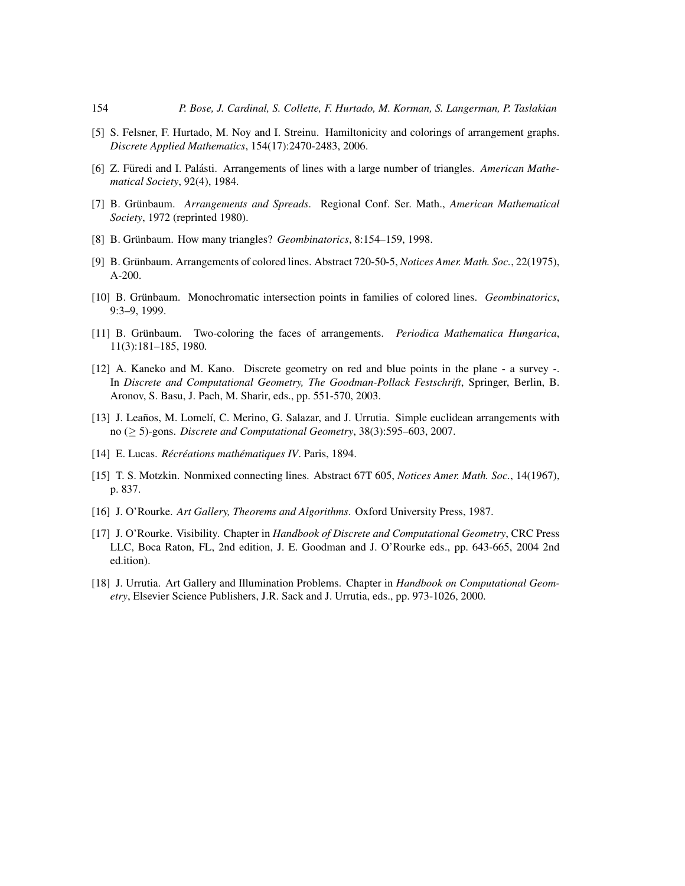[5] S. Felsner, F. Hurtado, M. Noy and I. Streinu. Hamiltonicity and colorings of arrangement graphs. *Discrete Applied Mathematics*, 154(17):2470-2483, 2006.

[6] Z. Füredi and I. Palásti. Arrangements of lines with a large number of triangles. *American Mathematical Society*, 92(4), 1984.

[7] B. Grünbaum. *Arrangements and Spreads*. Regional Conf. Ser. Math., *American Mathematical Society*, 1972 (reprinted 1980).

[8] B. Grünbaum. How many triangles? *Geombinatorics*, 8:154–159, 1998.

[9] B. Grünbaum. Arrangements of colored lines. Abstract 720-50-5, *Notices Amer. Math. Soc.*, 22(1975), A-200.

[10] B. Grünbaum. Monochromatic intersection points in families of colored lines. *Geombinatorics*, 9:3–9, 1999.

[11] B. Grünbaum. Two-coloring the faces of arrangements. *Periodica Mathematica Hungarica*, 11(3):181–185, 1980.

[12] A. Kaneko and M. Kano. Discrete geometry on red and blue points in the plane - a survey -. In *Discrete and Computational Geometry, The Goodman-Pollack Festschrift*, Springer, Berlin, B. Aronov, S. Basu, J. Pach, M. Sharir, eds., pp. 551-570, 2003.

[13] J. Leaños, M. Lomelí, C. Merino, G. Salazar, and J. Urrutia. Simple euclidean arrangements with no ($\geq 5$)-gons. *Discrete and Computational Geometry*, 38(3):595–603, 2007.

[14] E. Lucas. *Récréations mathématiques IV*. Paris, 1894.

[15] T. S. Motzkin. Nonmixed connecting lines. Abstract 67T 605, *Notices Amer. Math. Soc.*, 14(1967), p. 837.

[16] J. O'Rourke. *Art Gallery, Theorems and Algorithms*. Oxford University Press, 1987.

[17] J. O'Rourke. Visibility. Chapter in *Handbook of Discrete and Computational Geometry*, CRC Press LLC, Boca Raton, FL, 2nd edition, J. E. Goodman and J. O'Rourke eds., pp. 643-665, 2004 2nd ed.ition).

[18] J. Urrutia. Art Gallery and Illumination Problems. Chapter in *Handbook on Computational Geometry*, Elsevier Science Publishers, J.R. Sack and J. Urrutia, eds., pp. 973-1026, 2000.